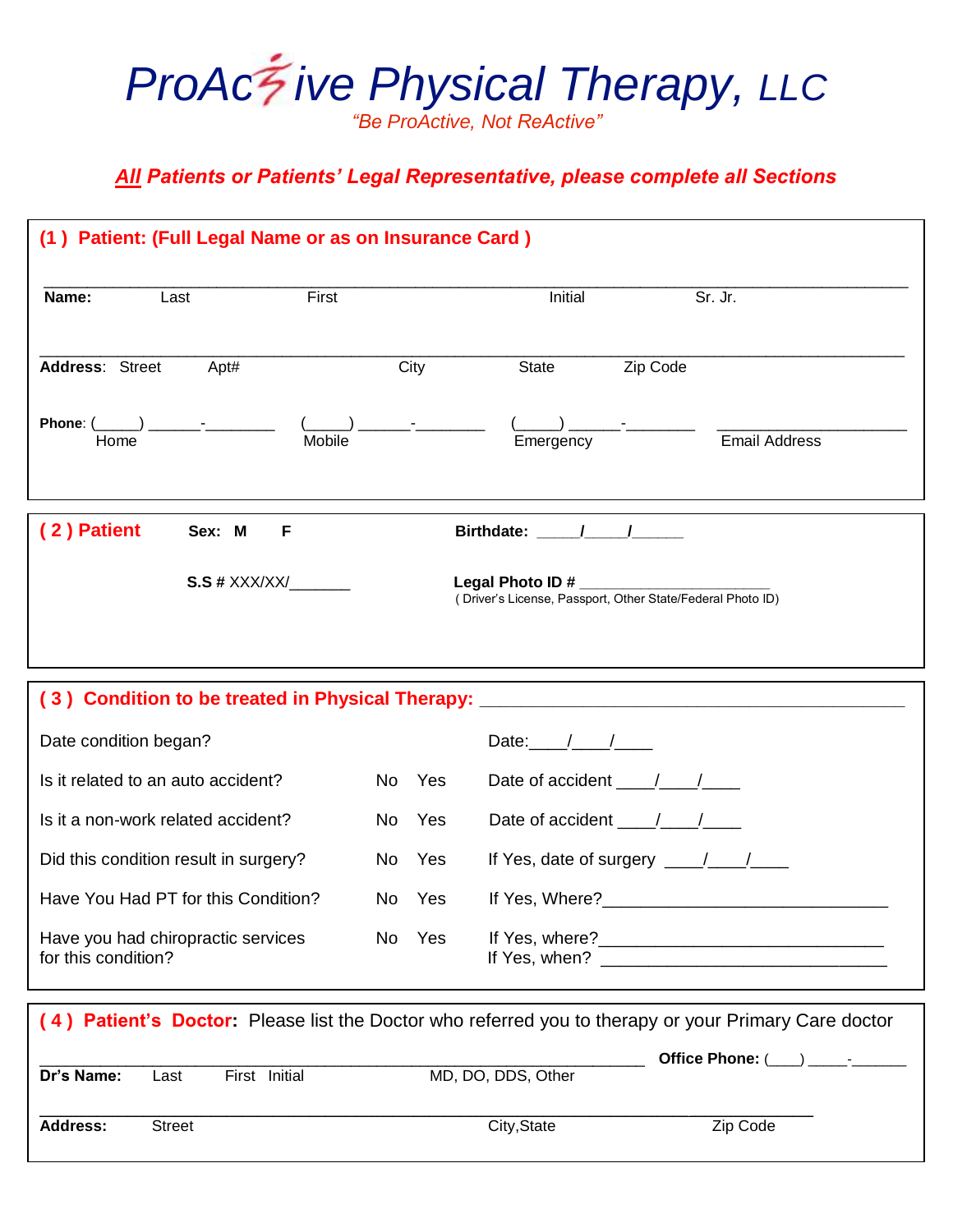# ProAc*t*ive Physical Therapy, LLC

*"Be ProActive, Not ReActive"*

***All Patients or Patients' Legal Representative, please complete all Sections***

## (1) Patient: (Full Legal Name or as on Insurance Card)

_______________________________________________________________________________

**Name:** Last First Initial Sr. Jr.

_______________________________________________________________________________

**Address**: Street Apt# City State Zip Code

**Phone**: (_____) ______-________ Home (_____) ______-________ Mobile (_____) ______-________ Emergency ______________________ Email Address

## (2) Patient

**Sex: M F**

**Birthdate:** _____/_____/______

**S.S #** XXX/XX/_______

**Legal Photo ID #** ______________________
(Driver's License, Passport, Other State/Federal Photo ID)

## (3) Condition to be treated in Physical Therapy: ___________________________________________

| | | | |
|---|---|---|---|
| Date condition began? | | | Date:____/____/____ |
| Is it related to an auto accident? | No | Yes | Date of accident ____/____/____ |
| Is it a non-work related accident? | No | Yes | Date of accident ____/____/____ |
| Did this condition result in surgery? | No | Yes | If Yes, date of surgery ____/____/____ |
| Have You Had PT for this Condition? | No | Yes | If Yes, Where?______________________________ |
| Have you had chiropractic services for this condition? | No | Yes | If Yes, where?______________________________<br>If Yes, when? ______________________________ |

## (4) Patient's Doctor: Please list the Doctor who referred you to therapy or your Primary Care doctor

_______________________________________________________________________________ **Office Phone:** (____) _____-______

**Dr's Name:** Last First Initial MD, DO, DDS, Other

_______________________________________________________________________________

**Address:** Street City,State Zip Code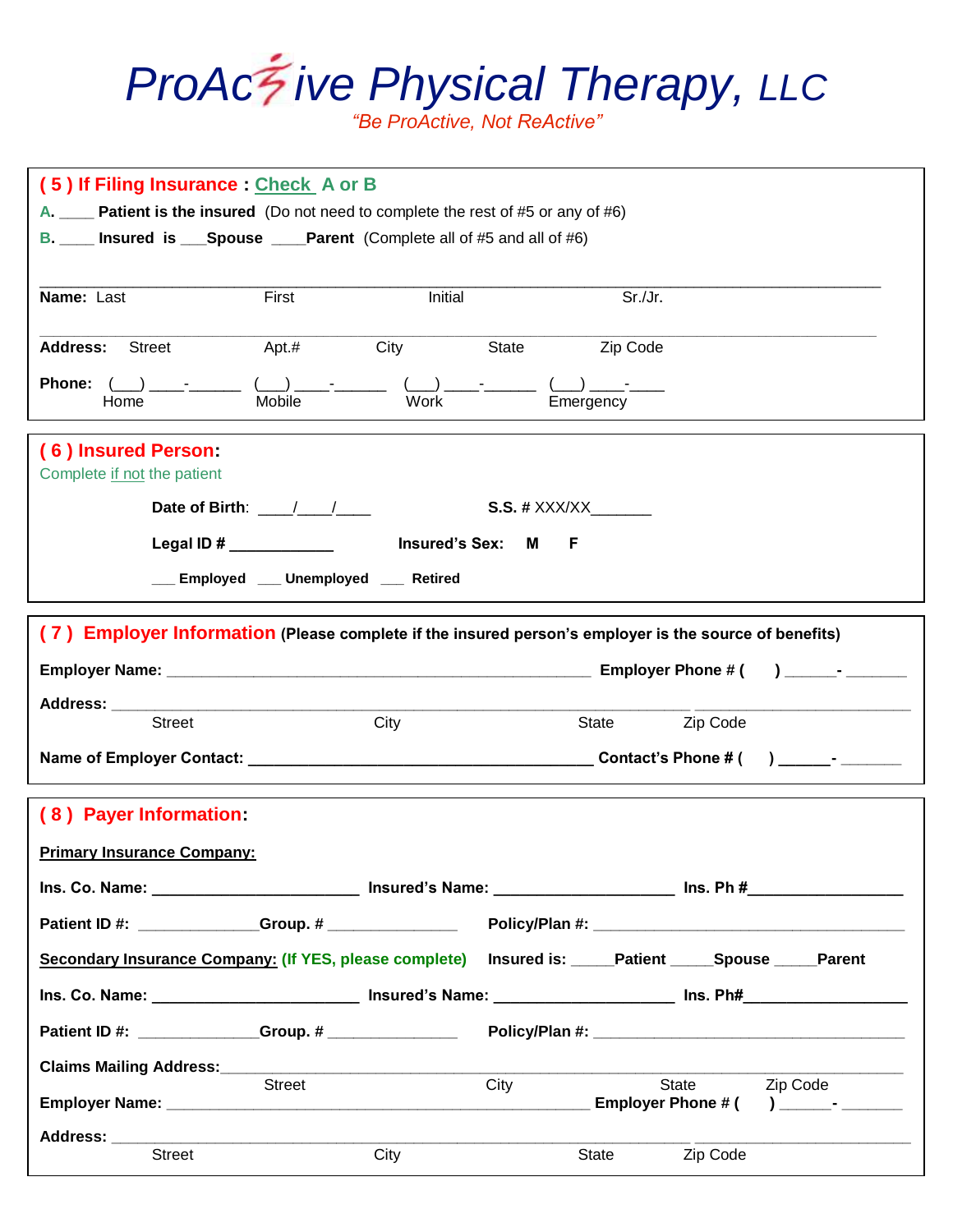# ProAc*t*ive Physical Therapy, LLC

*"Be ProActive, Not ReActive"*

## ( 5 ) If Filing Insurance : Check A or B

**A.** ____ **Patient is the insured** (Do not need to complete the rest of #5 or any of #6)

**B.** ____ **Insured is** ___**Spouse** ____**Parent** (Complete all of #5 and all of #6)

**Name:** Last First Initial Sr./Jr.

**Address:** Street Apt.# City State Zip Code

**Phone:** (___) ____-______ (___) ____-______ (___) ____-______ (___) ____-____
Home Mobile Work Emergency

## ( 6 ) Insured Person:

Complete if not the patient

**Date of Birth**: ____/____/____ **S.S. #** XXX/XX_______

**Legal ID #** ____________ **Insured's Sex: M F**

___ **Employed** ___ **Unemployed** ___ **Retired**

## ( 7 ) Employer Information (Please complete if the insured person's employer is the source of benefits)

**Employer Name:** ________________________________________________ **Employer Phone # (      )** ______- _______

**Address:** ______________________________________________________________ ________________________
Street City State Zip Code

**Name of Employer Contact:** ______________________________________ **Contact's Phone # (      )** ______- _______

## ( 8 ) Payer Information:

**Primary Insurance Company:**

**Ins. Co. Name:** _______________________ **Insured's Name:** ____________________ **Ins. Ph #**_________________

**Patient ID #:** _____________**Group. #** ______________ **Policy/Plan #:** __________________________________

**Secondary Insurance Company: (If YES, please complete)** **Insured is:** _____**Patient** _____**Spouse** _____**Parent**

**Ins. Co. Name:** _______________________ **Insured's Name:** ____________________ **Ins. Ph#**__________________

**Patient ID #:** _____________**Group. #** ______________ **Policy/Plan #:** __________________________________

**Claims Mailing Address:**_____________________________________________________________________________
Street City State Zip Code

**Employer Name:** ________________________________________________ **Employer Phone # (      )** ______- _______

**Address:** ______________________________________________________________ ________________________
Street City State Zip Code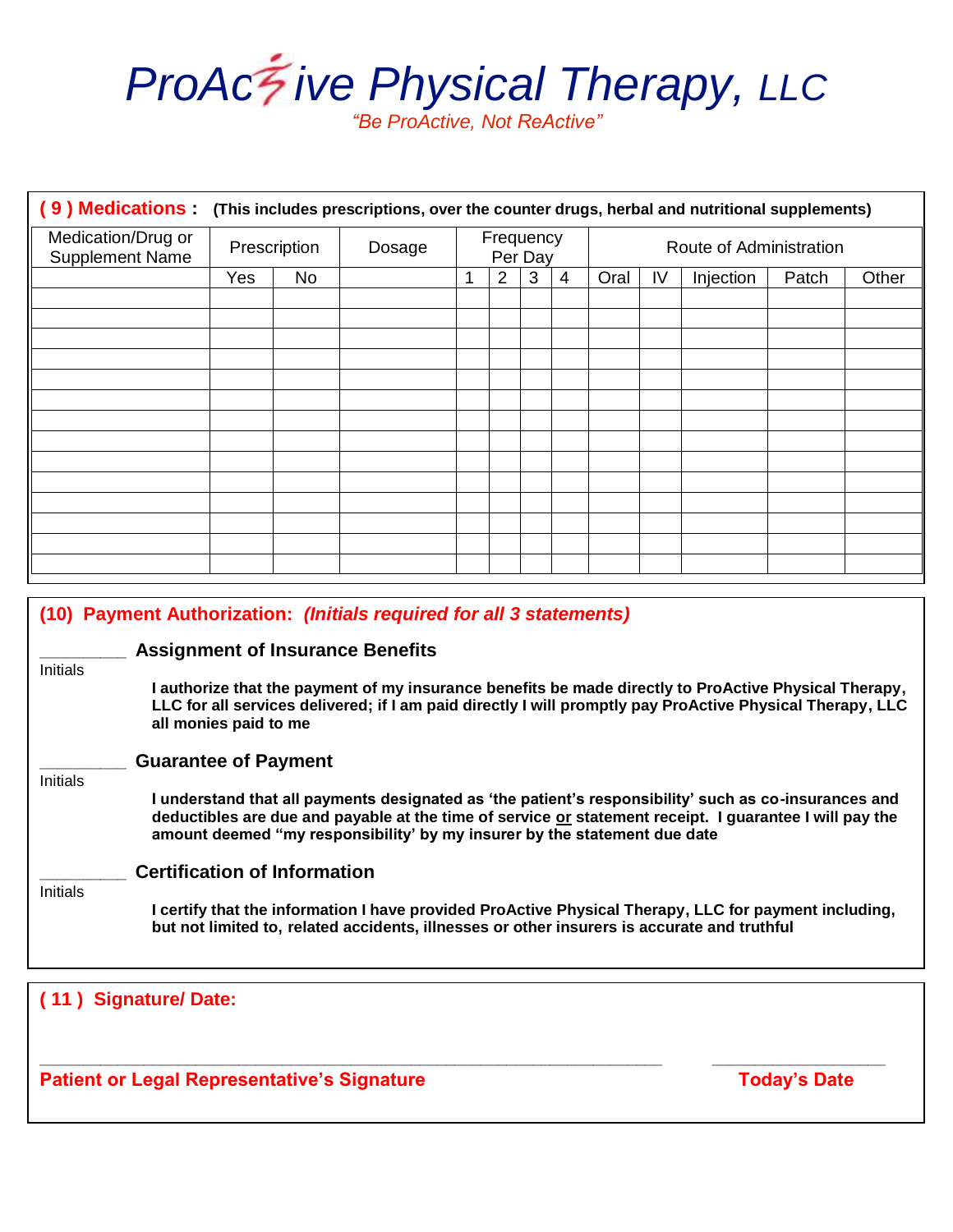# ProActive Physical Therapy, LLC

*"Be ProActive, Not ReActive"*

## ( 9 ) Medications : (This includes prescriptions, over the counter drugs, herbal and nutritional supplements)

| Medication/Drug or Supplement Name | Prescription | | Dosage | Frequency Per Day | | | | Route of Administration | | | | |
|---|---|---|---|---|---|---|---|---|---|---|---|---|
| | Yes | No | | 1 | 2 | 3 | 4 | Oral | IV | Injection | Patch | Other |
| | | | | | | | | | | | | |
| | | | | | | | | | | | | |
| | | | | | | | | | | | | |
| | | | | | | | | | | | | |
| | | | | | | | | | | | | |
| | | | | | | | | | | | | |
| | | | | | | | | | | | | |
| | | | | | | | | | | | | |
| | | | | | | | | | | | | |
| | | | | | | | | | | | | |
| | | | | | | | | | | | | |
| | | | | | | | | | | | | |
| | | | | | | | | | | | | |
| | | | | | | | | | | | | |

## (10) Payment Authorization: *(Initials required for all 3 statements)*

_________ **Assignment of Insurance Benefits**
Initials

**I authorize that the payment of my insurance benefits be made directly to ProActive Physical Therapy, LLC for all services delivered; if I am paid directly I will promptly pay ProActive Physical Therapy, LLC all monies paid to me**

_________ **Guarantee of Payment**
Initials

**I understand that all payments designated as 'the patient's responsibility' such as co-insurances and deductibles are due and payable at the time of service <u>or</u> statement receipt. I guarantee I will pay the amount deemed "my responsibility' by my insurer by the statement due date**

_________ **Certification of Information**
Initials

**I certify that the information I have provided ProActive Physical Therapy, LLC for payment including, but not limited to, related accidents, illnesses or other insurers is accurate and truthful**

## ( 11 ) Signature/ Date:

______________________________________________________________ ________________

**Patient or Legal Representative's Signature** **Today's Date**